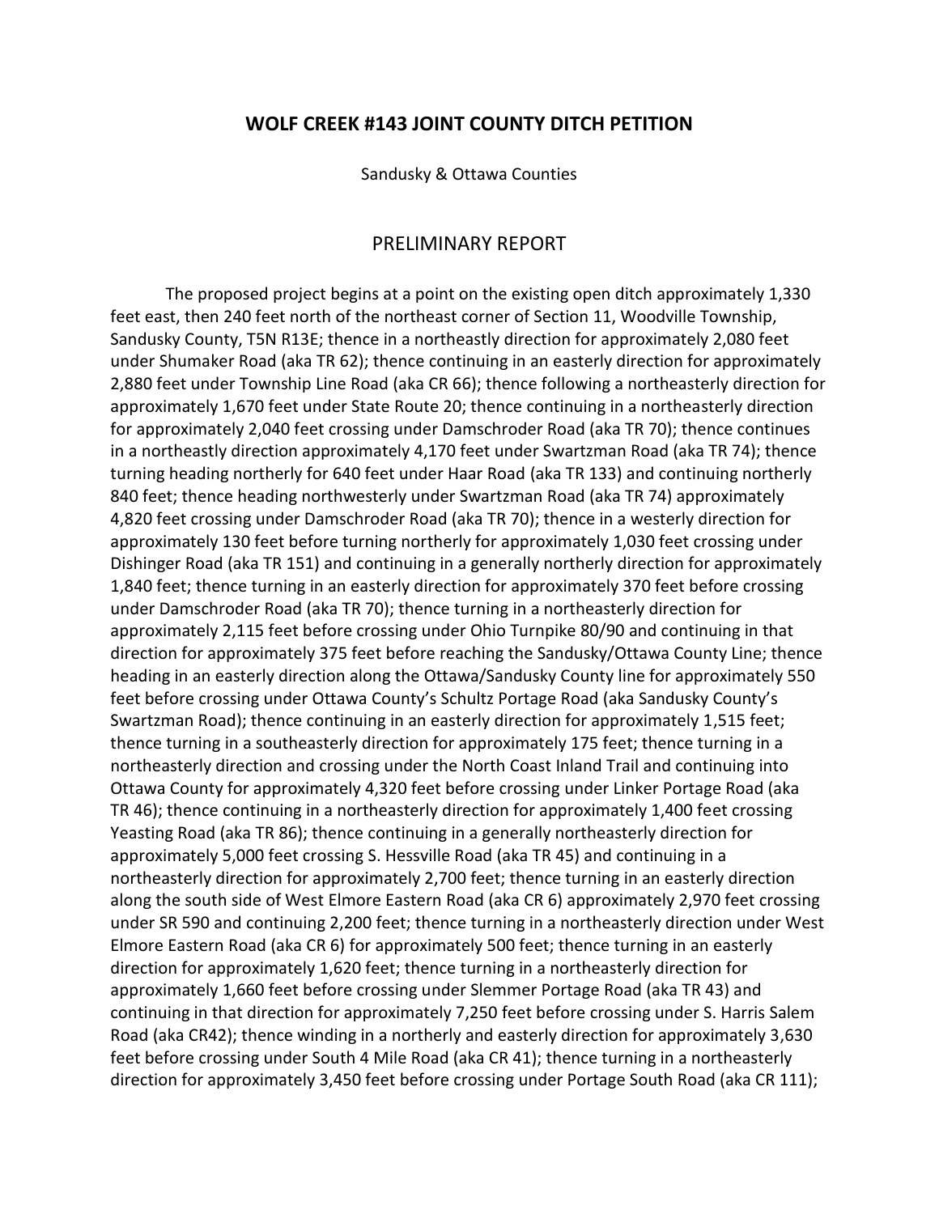# WOLF CREEK #143 JOINT COUNTY DITCH PETITION

Sandusky & Ottawa Counties

## PRELIMINARY REPORT

The proposed project begins at a point on the existing open ditch approximately 1,330 feet east, then 240 feet north of the northeast corner of Section 11, Woodville Township, Sandusky County, T5N R13E; thence in a northeastly direction for approximately 2,080 feet under Shumaker Road (aka TR 62); thence continuing in an easterly direction for approximately 2,880 feet under Township Line Road (aka CR 66); thence following a northeasterly direction for approximately 1,670 feet under State Route 20; thence continuing in a northeasterly direction for approximately 2,040 feet crossing under Damschroder Road (aka TR 70); thence continues in a northeastly direction approximately 4,170 feet under Swartzman Road (aka TR 74); thence turning heading northerly for 640 feet under Haar Road (aka TR 133) and continuing northerly 840 feet; thence heading northwesterly under Swartzman Road (aka TR 74) approximately 4,820 feet crossing under Damschroder Road (aka TR 70); thence in a westerly direction for approximately 130 feet before turning northerly for approximately 1,030 feet crossing under Dishinger Road (aka TR 151) and continuing in a generally northerly direction for approximately 1,840 feet; thence turning in an easterly direction for approximately 370 feet before crossing under Damschroder Road (aka TR 70); thence turning in a northeasterly direction for approximately 2,115 feet before crossing under Ohio Turnpike 80/90 and continuing in that direction for approximately 375 feet before reaching the Sandusky/Ottawa County Line; thence heading in an easterly direction along the Ottawa/Sandusky County line for approximately 550 feet before crossing under Ottawa County's Schultz Portage Road (aka Sandusky County's Swartzman Road); thence continuing in an easterly direction for approximately 1,515 feet; thence turning in a southeasterly direction for approximately 175 feet; thence turning in a northeasterly direction and crossing under the North Coast Inland Trail and continuing into Ottawa County for approximately 4,320 feet before crossing under Linker Portage Road (aka TR 46); thence continuing in a northeasterly direction for approximately 1,400 feet crossing Yeasting Road (aka TR 86); thence continuing in a generally northeasterly direction for approximately 5,000 feet crossing S. Hessville Road (aka TR 45) and continuing in a northeasterly direction for approximately 2,700 feet; thence turning in an easterly direction along the south side of West Elmore Eastern Road (aka CR 6) approximately 2,970 feet crossing under SR 590 and continuing 2,200 feet; thence turning in a northeasterly direction under West Elmore Eastern Road (aka CR 6) for approximately 500 feet; thence turning in an easterly direction for approximately 1,620 feet; thence turning in a northeasterly direction for approximately 1,660 feet before crossing under Slemmer Portage Road (aka TR 43) and continuing in that direction for approximately 7,250 feet before crossing under S. Harris Salem Road (aka CR42); thence winding in a northerly and easterly direction for approximately 3,630 feet before crossing under South 4 Mile Road (aka CR 41); thence turning in a northeasterly direction for approximately 3,450 feet before crossing under Portage South Road (aka CR 111);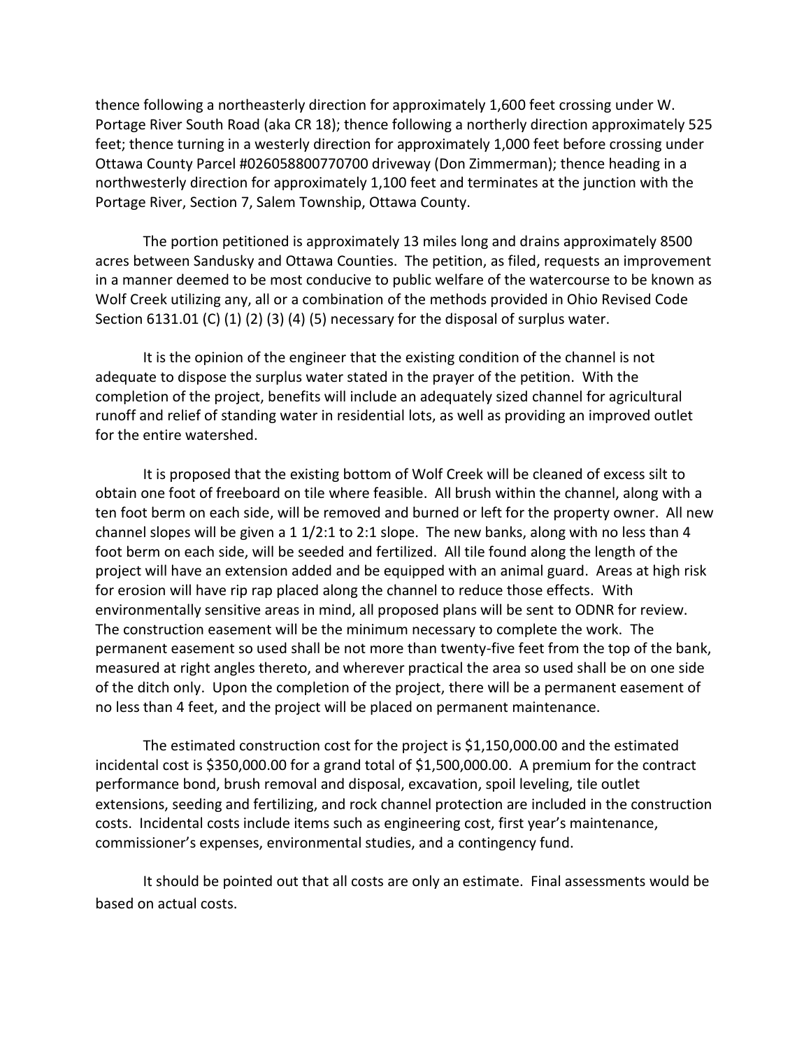thence following a northeasterly direction for approximately 1,600 feet crossing under W. Portage River South Road (aka CR 18); thence following a northerly direction approximately 525 feet; thence turning in a westerly direction for approximately 1,000 feet before crossing under Ottawa County Parcel #026058800770700 driveway (Don Zimmerman); thence heading in a northwesterly direction for approximately 1,100 feet and terminates at the junction with the Portage River, Section 7, Salem Township, Ottawa County.

The portion petitioned is approximately 13 miles long and drains approximately 8500 acres between Sandusky and Ottawa Counties. The petition, as filed, requests an improvement in a manner deemed to be most conducive to public welfare of the watercourse to be known as Wolf Creek utilizing any, all or a combination of the methods provided in Ohio Revised Code Section 6131.01 (C) (1) (2) (3) (4) (5) necessary for the disposal of surplus water.

It is the opinion of the engineer that the existing condition of the channel is not adequate to dispose the surplus water stated in the prayer of the petition. With the completion of the project, benefits will include an adequately sized channel for agricultural runoff and relief of standing water in residential lots, as well as providing an improved outlet for the entire watershed.

It is proposed that the existing bottom of Wolf Creek will be cleaned of excess silt to obtain one foot of freeboard on tile where feasible. All brush within the channel, along with a ten foot berm on each side, will be removed and burned or left for the property owner. All new channel slopes will be given a 1 1/2:1 to 2:1 slope. The new banks, along with no less than 4 foot berm on each side, will be seeded and fertilized. All tile found along the length of the project will have an extension added and be equipped with an animal guard. Areas at high risk for erosion will have rip rap placed along the channel to reduce those effects. With environmentally sensitive areas in mind, all proposed plans will be sent to ODNR for review. The construction easement will be the minimum necessary to complete the work. The permanent easement so used shall be not more than twenty-five feet from the top of the bank, measured at right angles thereto, and wherever practical the area so used shall be on one side of the ditch only. Upon the completion of the project, there will be a permanent easement of no less than 4 feet, and the project will be placed on permanent maintenance.

The estimated construction cost for the project is $1,150,000.00 and the estimated incidental cost is $350,000.00 for a grand total of $1,500,000.00. A premium for the contract performance bond, brush removal and disposal, excavation, spoil leveling, tile outlet extensions, seeding and fertilizing, and rock channel protection are included in the construction costs. Incidental costs include items such as engineering cost, first year's maintenance, commissioner's expenses, environmental studies, and a contingency fund.

It should be pointed out that all costs are only an estimate. Final assessments would be based on actual costs.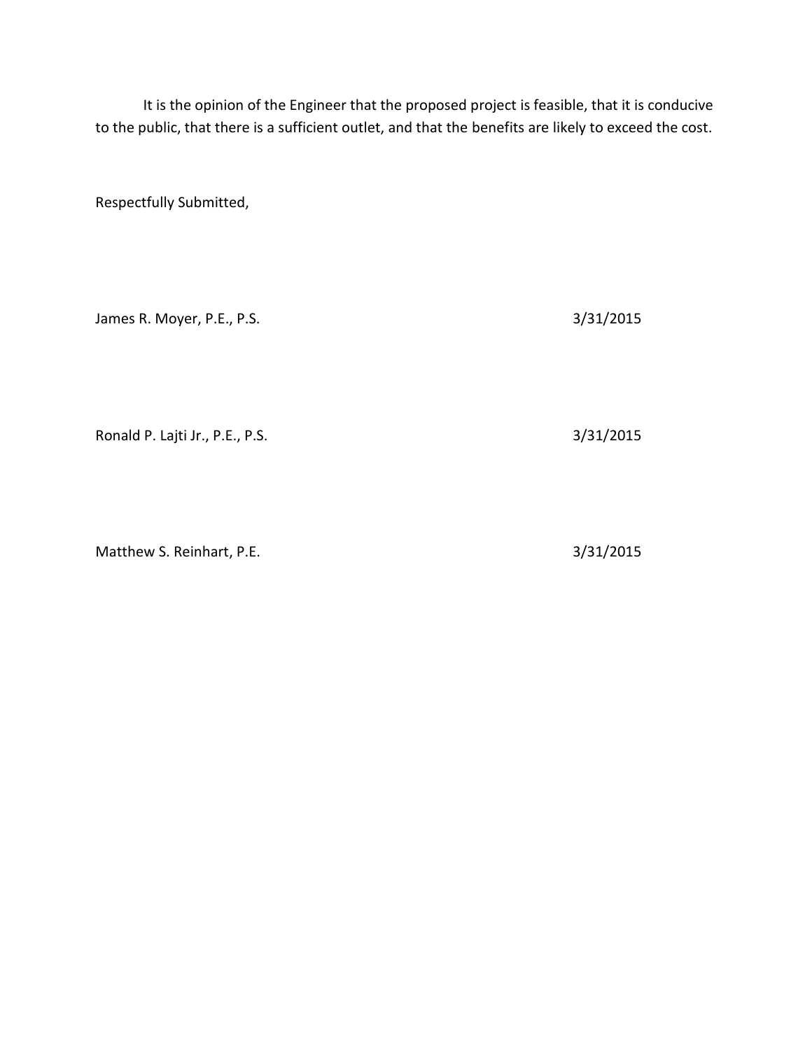It is the opinion of the Engineer that the proposed project is feasible, that it is conducive to the public, that there is a sufficient outlet, and that the benefits are likely to exceed the cost.

Respectfully Submitted,

James R. Moyer, P.E., P.S. 3/31/2015

Ronald P. Lajti Jr., P.E., P.S. 3/31/2015

Matthew S. Reinhart, P.E. 3/31/2015